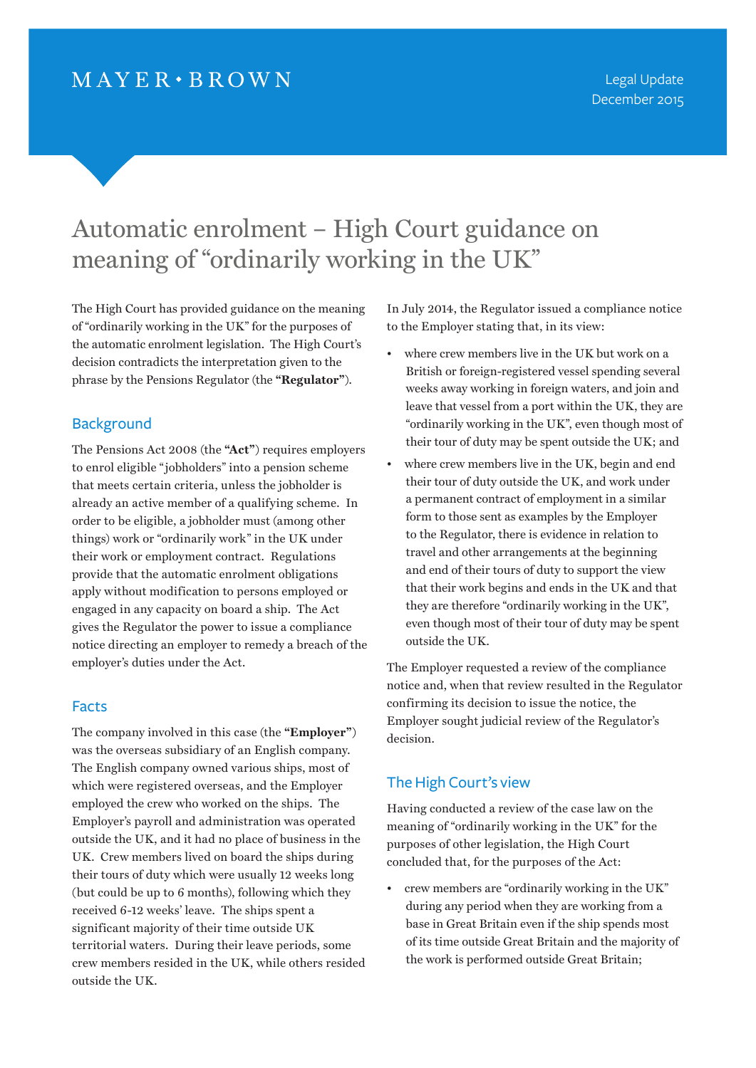# Automatic enrolment – High Court guidance on meaning of "ordinarily working in the UK"

The High Court has provided guidance on the meaning of "ordinarily working in the UK" for the purposes of the automatic enrolment legislation. The High Court's decision contradicts the interpretation given to the phrase by the Pensions Regulator (the **"Regulator"**).

## Background

The Pensions Act 2008 (the **"Act"**) requires employers to enrol eligible "jobholders" into a pension scheme that meets certain criteria, unless the jobholder is already an active member of a qualifying scheme. In order to be eligible, a jobholder must (among other things) work or "ordinarily work" in the UK under their work or employment contract. Regulations provide that the automatic enrolment obligations apply without modification to persons employed or engaged in any capacity on board a ship. The Act gives the Regulator the power to issue a compliance notice directing an employer to remedy a breach of the employer's duties under the Act.

## Facts

The company involved in this case (the **"Employer"**) was the overseas subsidiary of an English company. The English company owned various ships, most of which were registered overseas, and the Employer employed the crew who worked on the ships. The Employer's payroll and administration was operated outside the UK, and it had no place of business in the UK. Crew members lived on board the ships during their tours of duty which were usually 12 weeks long (but could be up to 6 months), following which they received 6-12 weeks' leave. The ships spent a significant majority of their time outside UK territorial waters. During their leave periods, some crew members resided in the UK, while others resided outside the UK.

In July 2014, the Regulator issued a compliance notice to the Employer stating that, in its view:

- where crew members live in the UK but work on a British or foreign-registered vessel spending several weeks away working in foreign waters, and join and leave that vessel from a port within the UK, they are "ordinarily working in the UK", even though most of their tour of duty may be spent outside the UK; and
- where crew members live in the UK, begin and end their tour of duty outside the UK, and work under a permanent contract of employment in a similar form to those sent as examples by the Employer to the Regulator, there is evidence in relation to travel and other arrangements at the beginning and end of their tours of duty to support the view that their work begins and ends in the UK and that they are therefore "ordinarily working in the UK", even though most of their tour of duty may be spent outside the UK.

The Employer requested a review of the compliance notice and, when that review resulted in the Regulator confirming its decision to issue the notice, the Employer sought judicial review of the Regulator's decision.

## The High Court's view

Having conducted a review of the case law on the meaning of "ordinarily working in the UK" for the purposes of other legislation, the High Court concluded that, for the purposes of the Act:

- crew members are "ordinarily working in the UK" during any period when they are working from a base in Great Britain even if the ship spends most of its time outside Great Britain and the majority of the work is performed outside Great Britain;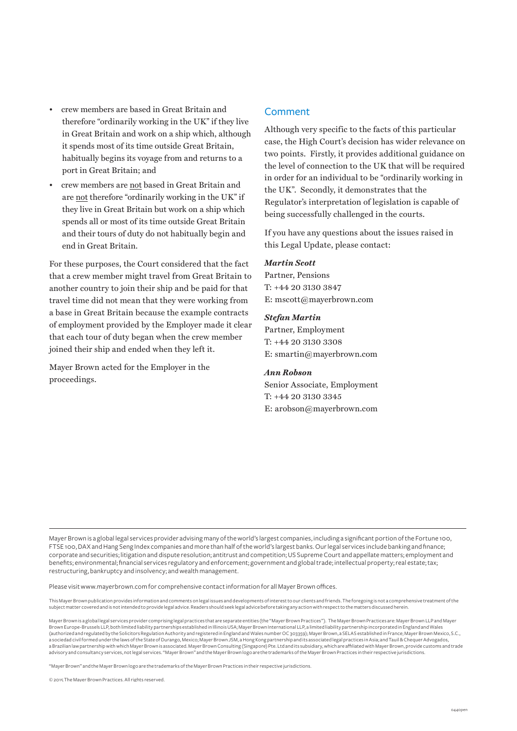- crew members are based in Great Britain and therefore "ordinarily working in the UK" if they live in Great Britain and work on a ship which, although it spends most of its time outside Great Britain, habitually begins its voyage from and returns to a port in Great Britain; and
- crew members are not based in Great Britain and are not therefore "ordinarily working in the UK" if they live in Great Britain but work on a ship which spends all or most of its time outside Great Britain and their tours of duty do not habitually begin and end in Great Britain.

For these purposes, the Court considered that the fact that a crew member might travel from Great Britain to another country to join their ship and be paid for that travel time did not mean that they were working from a base in Great Britain because the example contracts of employment provided by the Employer made it clear that each tour of duty began when the crew member joined their ship and ended when they left it.

Mayer Brown acted for the Employer in the proceedings.

## Comment

Although very specific to the facts of this particular case, the High Court's decision has wider relevance on two points. Firstly, it provides additional guidance on the level of connection to the UK that will be required in order for an individual to be "ordinarily working in the UK". Secondly, it demonstrates that the Regulator's interpretation of legislation is capable of being successfully challenged in the courts.

If you have any questions about the issues raised in this Legal Update, please contact:

***Martin Scott***
Partner, Pensions
T: +44 20 3130 3847
E: mscott@mayerbrown.com

***Stefan Martin***
Partner, Employment
T: +44 20 3130 3308
E: smartin@mayerbrown.com

***Ann Robson***
Senior Associate, Employment
T: +44 20 3130 3345
E: arobson@mayerbrown.com

---

Mayer Brown is a global legal services provider advising many of the world's largest companies, including a significant portion of the Fortune 100, FTSE 100, DAX and Hang Seng Index companies and more than half of the world's largest banks. Our legal services include banking and finance; corporate and securities; litigation and dispute resolution; antitrust and competition; US Supreme Court and appellate matters; employment and benefits; environmental; financial services regulatory and enforcement; government and global trade; intellectual property; real estate; tax; restructuring, bankruptcy and insolvency; and wealth management.

Please visit www.mayerbrown.com for comprehensive contact information for all Mayer Brown offices.

This Mayer Brown publication provides information and comments on legal issues and developments of interest to our clients and friends. The foregoing is not a comprehensive treatment of the subject matter covered and is not intended to provide legal advice. Readers should seek legal advice before taking any action with respect to the matters discussed herein.

Mayer Brown is a global legal services provider comprising legal practices that are separate entities (the "Mayer Brown Practices"). The Mayer Brown Practices are: Mayer Brown LLP and Mayer Brown Europe-Brussels LLP, both limited liability partnerships established in Illinois USA; Mayer Brown International LLP, a limited liability partnership incorporated in England and Wales (authorized and regulated by the Solicitors Regulation Authority and registered in England and Wales number OC 303359); Mayer Brown, a SELAS established in France; Mayer Brown Mexico, S.C., a sociedad civil formed under the laws of the State of Durango, Mexico; Mayer Brown JSM, a Hong Kong partnership and its associated legal practices in Asia; and Tauil & Chequer Advogados, a Brazilian law partnership with which Mayer Brown is associated. Mayer Brown Consulting (Singapore) Pte. Ltd and its subsidiary, which are affiliated with Mayer Brown, provide customs and trade advisory and consultancy services, not legal services. "Mayer Brown" and the Mayer Brown logo are the trademarks of the Mayer Brown Practices in their respective jurisdictions.

"Mayer Brown" and the Mayer Brown logo are the trademarks of the Mayer Brown Practices in their respective jurisdictions.

© 2015 The Mayer Brown Practices. All rights reserved.

0440pen